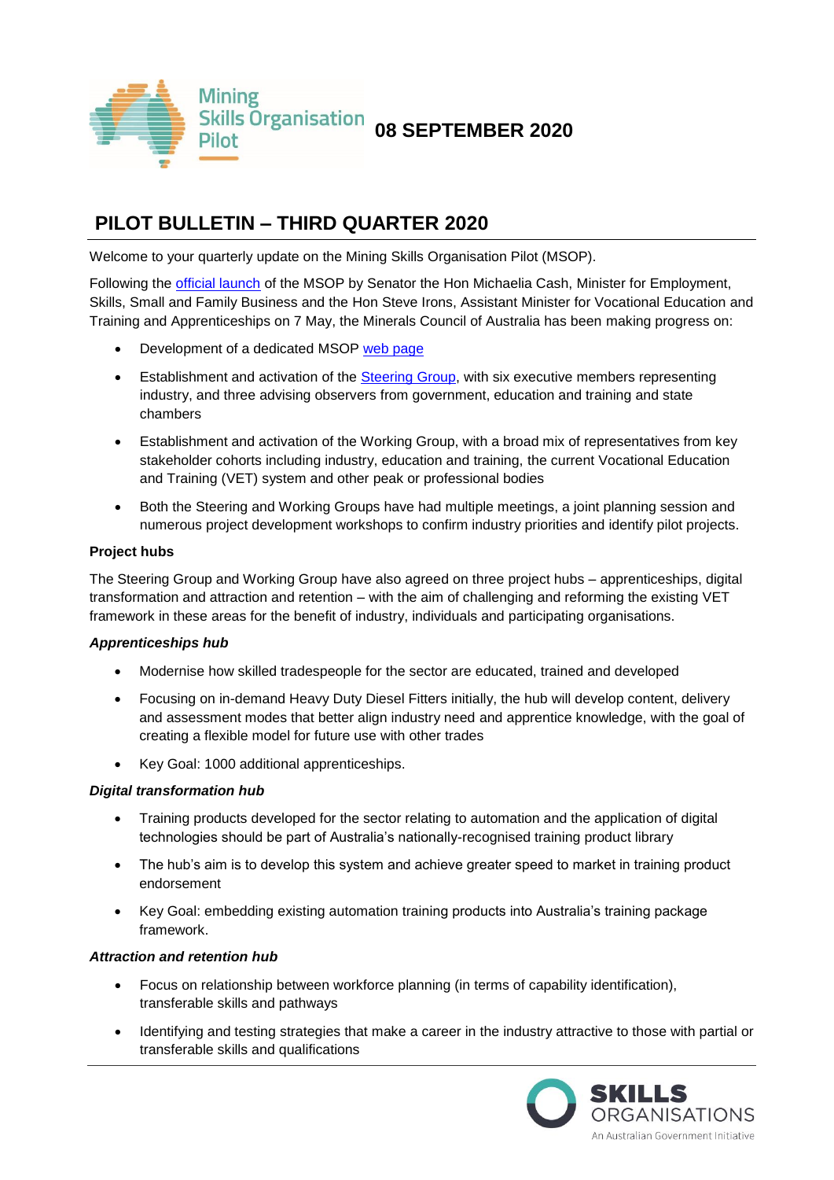Mining Skills Organisation Pilot

**08 SEPTEMBER 2020**

# PILOT BULLETIN – THIRD QUARTER 2020

Welcome to your quarterly update on the Mining Skills Organisation Pilot (MSOP).

Following the official launch of the MSOP by Senator the Hon Michaelia Cash, Minister for Employment, Skills, Small and Family Business and the Hon Steve Irons, Assistant Minister for Vocational Education and Training and Apprenticeships on 7 May, the Minerals Council of Australia has been making progress on:

- Development of a dedicated MSOP web page
- Establishment and activation of the Steering Group, with six executive members representing industry, and three advising observers from government, education and training and state chambers
- Establishment and activation of the Working Group, with a broad mix of representatives from key stakeholder cohorts including industry, education and training, the current Vocational Education and Training (VET) system and other peak or professional bodies
- Both the Steering and Working Groups have had multiple meetings, a joint planning session and numerous project development workshops to confirm industry priorities and identify pilot projects.

**Project hubs**

The Steering Group and Working Group have also agreed on three project hubs – apprenticeships, digital transformation and attraction and retention – with the aim of challenging and reforming the existing VET framework in these areas for the benefit of industry, individuals and participating organisations.

***Apprenticeships hub***

- Modernise how skilled tradespeople for the sector are educated, trained and developed
- Focusing on in-demand Heavy Duty Diesel Fitters initially, the hub will develop content, delivery and assessment modes that better align industry need and apprentice knowledge, with the goal of creating a flexible model for future use with other trades
- Key Goal: 1000 additional apprenticeships.

***Digital transformation hub***

- Training products developed for the sector relating to automation and the application of digital technologies should be part of Australia's nationally-recognised training product library
- The hub's aim is to develop this system and achieve greater speed to market in training product endorsement
- Key Goal: embedding existing automation training products into Australia's training package framework.

***Attraction and retention hub***

- Focus on relationship between workforce planning (in terms of capability identification), transferable skills and pathways
- Identifying and testing strategies that make a career in the industry attractive to those with partial or transferable skills and qualifications

SKILLS ORGANISATIONS
An Australian Government Initiative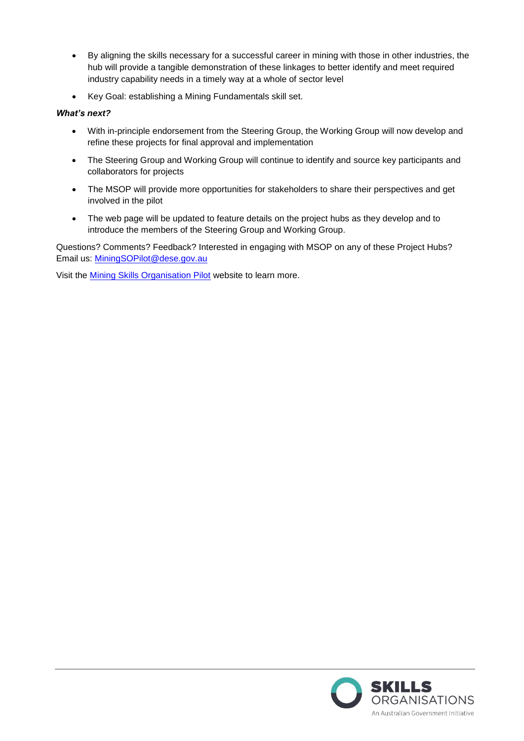- By aligning the skills necessary for a successful career in mining with those in other industries, the hub will provide a tangible demonstration of these linkages to better identify and meet required industry capability needs in a timely way at a whole of sector level
- Key Goal: establishing a Mining Fundamentals skill set.

***What's next?***

- With in-principle endorsement from the Steering Group, the Working Group will now develop and refine these projects for final approval and implementation
- The Steering Group and Working Group will continue to identify and source key participants and collaborators for projects
- The MSOP will provide more opportunities for stakeholders to share their perspectives and get involved in the pilot
- The web page will be updated to feature details on the project hubs as they develop and to introduce the members of the Steering Group and Working Group.

Questions? Comments? Feedback? Interested in engaging with MSOP on any of these Project Hubs? Email us: [MiningSOPilot@dese.gov.au](mailto:MiningSOPilot@dese.gov.au)

Visit the [Mining Skills Organisation Pilot]() website to learn more.